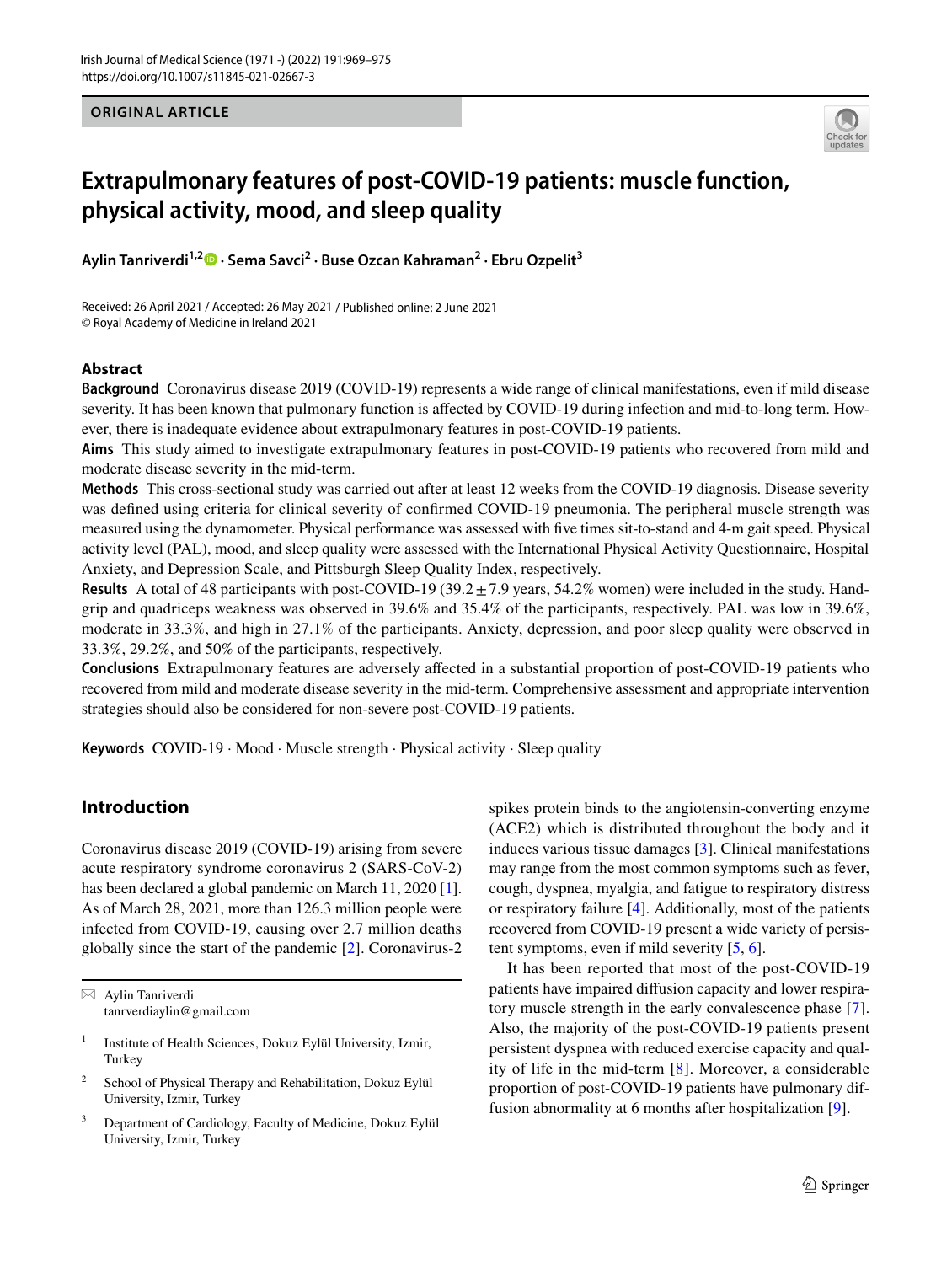ORIGINAL ARTICLE

# Extrapulmonary features of post-COVID-19 patients: muscle function, physical activity, mood, and sleep quality

**Aylin Tanriverdi[1,2] · Sema Savci[2] · Buse Ozcan Kahraman[2] · Ebru Ozpelit[3]**

Received: 26 April 2021 / Accepted: 26 May 2021 / Published online: 2 June 2021
© Royal Academy of Medicine in Ireland 2021

## Abstract

**Background** Coronavirus disease 2019 (COVID-19) represents a wide range of clinical manifestations, even if mild disease severity. It has been known that pulmonary function is affected by COVID-19 during infection and mid-to-long term. However, there is inadequate evidence about extrapulmonary features in post-COVID-19 patients.

**Aims** This study aimed to investigate extrapulmonary features in post-COVID-19 patients who recovered from mild and moderate disease severity in the mid-term.

**Methods** This cross-sectional study was carried out after at least 12 weeks from the COVID-19 diagnosis. Disease severity was defined using criteria for clinical severity of confirmed COVID-19 pneumonia. The peripheral muscle strength was measured using the dynamometer. Physical performance was assessed with five times sit-to-stand and 4-m gait speed. Physical activity level (PAL), mood, and sleep quality were assessed with the International Physical Activity Questionnaire, Hospital Anxiety, and Depression Scale, and Pittsburgh Sleep Quality Index, respectively.

**Results** A total of 48 participants with post-COVID-19 ($39.2 \pm 7.9$ years, 54.2% women) were included in the study. Handgrip and quadriceps weakness was observed in 39.6% and 35.4% of the participants, respectively. PAL was low in 39.6%, moderate in 33.3%, and high in 27.1% of the participants. Anxiety, depression, and poor sleep quality were observed in 33.3%, 29.2%, and 50% of the participants, respectively.

**Conclusions** Extrapulmonary features are adversely affected in a substantial proportion of post-COVID-19 patients who recovered from mild and moderate disease severity in the mid-term. Comprehensive assessment and appropriate intervention strategies should also be considered for non-severe post-COVID-19 patients.

**Keywords** COVID-19 · Mood · Muscle strength · Physical activity · Sleep quality

## Introduction

Coronavirus disease 2019 (COVID-19) arising from severe acute respiratory syndrome coronavirus 2 (SARS-CoV-2) has been declared a global pandemic on March 11, 2020 [1]. As of March 28, 2021, more than 126.3 million people were infected from COVID-19, causing over 2.7 million deaths globally since the start of the pandemic [2]. Coronavirus-2 spikes protein binds to the angiotensin-converting enzyme (ACE2) which is distributed throughout the body and it induces various tissue damages [3]. Clinical manifestations may range from the most common symptoms such as fever, cough, dyspnea, myalgia, and fatigue to respiratory distress or respiratory failure [4]. Additionally, most of the patients recovered from COVID-19 present a wide variety of persistent symptoms, even if mild severity [5, 6].

It has been reported that most of the post-COVID-19 patients have impaired diffusion capacity and lower respiratory muscle strength in the early convalescence phase [7]. Also, the majority of the post-COVID-19 patients present persistent dyspnea with reduced exercise capacity and quality of life in the mid-term [8]. Moreover, a considerable proportion of post-COVID-19 patients have pulmonary diffusion abnormality at 6 months after hospitalization [9].

---

✉ Aylin Tanriverdi
tanrverdiaylin@gmail.com

1 Institute of Health Sciences, Dokuz Eylül University, Izmir, Turkey

2 School of Physical Therapy and Rehabilitation, Dokuz Eylül University, Izmir, Turkey

3 Department of Cardiology, Faculty of Medicine, Dokuz Eylül University, Izmir, Turkey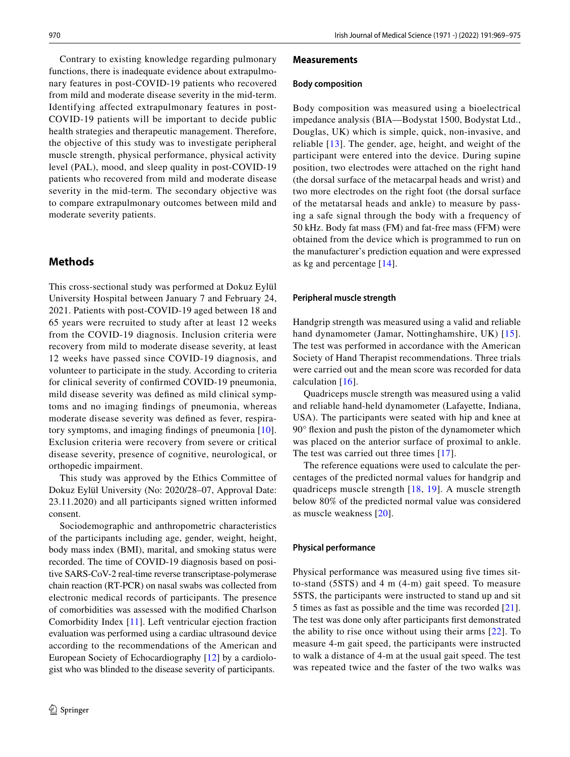Contrary to existing knowledge regarding pulmonary functions, there is inadequate evidence about extrapulmonary features in post-COVID-19 patients who recovered from mild and moderate disease severity in the mid-term. Identifying affected extrapulmonary features in post-COVID-19 patients will be important to decide public health strategies and therapeutic management. Therefore, the objective of this study was to investigate peripheral muscle strength, physical performance, physical activity level (PAL), mood, and sleep quality in post-COVID-19 patients who recovered from mild and moderate disease severity in the mid-term. The secondary objective was to compare extrapulmonary outcomes between mild and moderate severity patients.

## Methods

This cross-sectional study was performed at Dokuz Eylül University Hospital between January 7 and February 24, 2021. Patients with post-COVID-19 aged between 18 and 65 years were recruited to study after at least 12 weeks from the COVID-19 diagnosis. Inclusion criteria were recovery from mild to moderate disease severity, at least 12 weeks have passed since COVID-19 diagnosis, and volunteer to participate in the study. According to criteria for clinical severity of confirmed COVID-19 pneumonia, mild disease severity was defined as mild clinical symptoms and no imaging findings of pneumonia, whereas moderate disease severity was defined as fever, respiratory symptoms, and imaging findings of pneumonia [10]. Exclusion criteria were recovery from severe or critical disease severity, presence of cognitive, neurological, or orthopedic impairment.

This study was approved by the Ethics Committee of Dokuz Eylül University (No: 2020/28–07, Approval Date: 23.11.2020) and all participants signed written informed consent.

Sociodemographic and anthropometric characteristics of the participants including age, gender, weight, height, body mass index (BMI), marital, and smoking status were recorded. The time of COVID-19 diagnosis based on positive SARS-CoV-2 real-time reverse transcriptase-polymerase chain reaction (RT-PCR) on nasal swabs was collected from electronic medical records of participants. The presence of comorbidities was assessed with the modified Charlson Comorbidity Index [11]. Left ventricular ejection fraction evaluation was performed using a cardiac ultrasound device according to the recommendations of the American and European Society of Echocardiography [12] by a cardiologist who was blinded to the disease severity of participants.

### Measurements

#### Body composition

Body composition was measured using a bioelectrical impedance analysis (BIA—Bodystat 1500, Bodystat Ltd., Douglas, UK) which is simple, quick, non-invasive, and reliable [13]. The gender, age, height, and weight of the participant were entered into the device. During supine position, two electrodes were attached on the right hand (the dorsal surface of the metacarpal heads and wrist) and two more electrodes on the right foot (the dorsal surface of the metatarsal heads and ankle) to measure by passing a safe signal through the body with a frequency of 50 kHz. Body fat mass (FM) and fat-free mass (FFM) were obtained from the device which is programmed to run on the manufacturer's prediction equation and were expressed as kg and percentage [14].

#### Peripheral muscle strength

Handgrip strength was measured using a valid and reliable hand dynamometer (Jamar, Nottinghamshire, UK) [15]. The test was performed in accordance with the American Society of Hand Therapist recommendations. Three trials were carried out and the mean score was recorded for data calculation [16].

Quadriceps muscle strength was measured using a valid and reliable hand-held dynamometer (Lafayette, Indiana, USA). The participants were seated with hip and knee at 90° flexion and push the piston of the dynamometer which was placed on the anterior surface of proximal to ankle. The test was carried out three times [17].

The reference equations were used to calculate the percentages of the predicted normal values for handgrip and quadriceps muscle strength [18, 19]. A muscle strength below 80% of the predicted normal value was considered as muscle weakness [20].

#### Physical performance

Physical performance was measured using five times sit-to-stand (5STS) and 4 m (4-m) gait speed. To measure 5STS, the participants were instructed to stand up and sit 5 times as fast as possible and the time was recorded [21]. The test was done only after participants first demonstrated the ability to rise once without using their arms [22]. To measure 4-m gait speed, the participants were instructed to walk a distance of 4-m at the usual gait speed. The test was repeated twice and the faster of the two walks was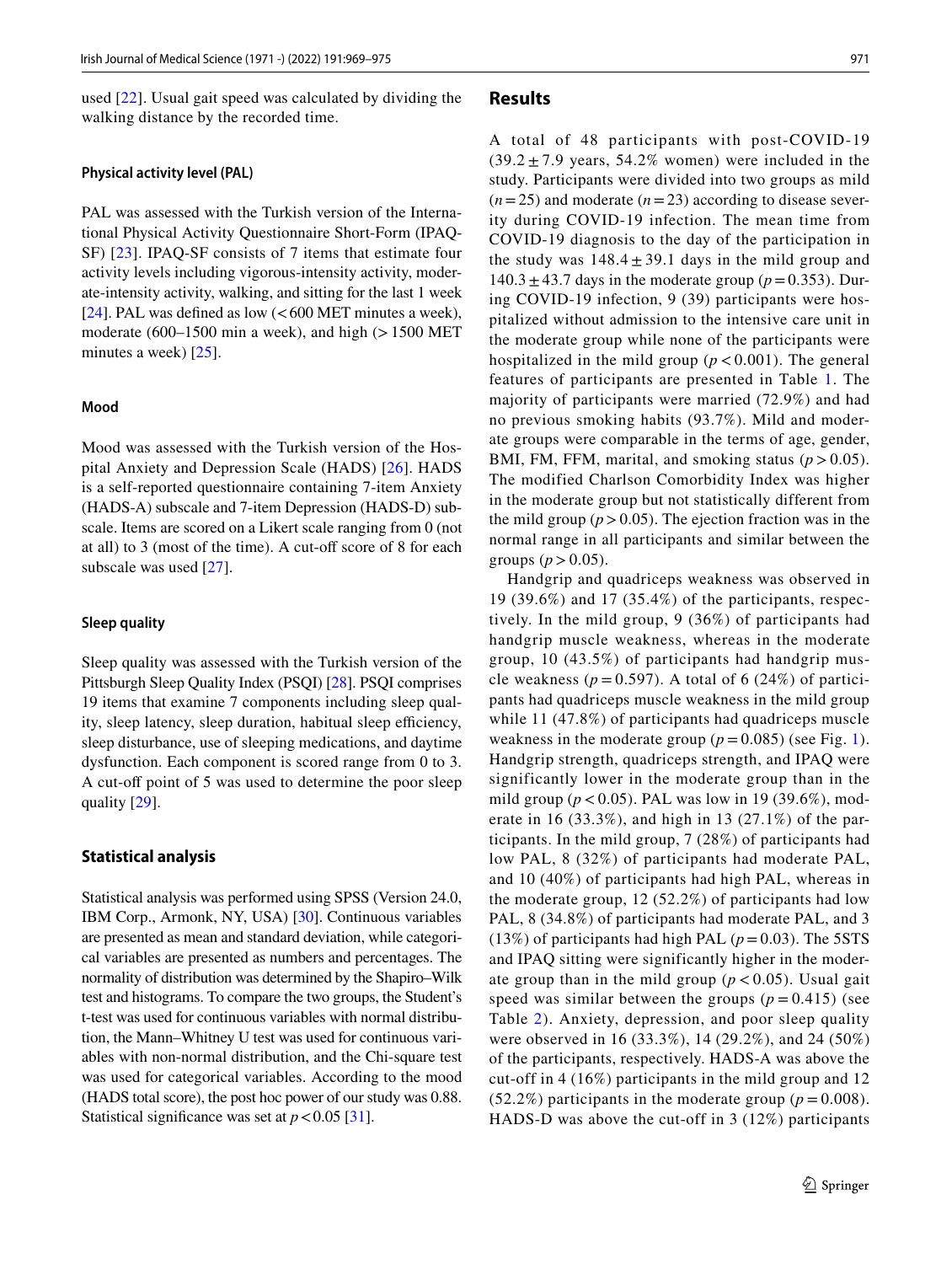used [22]. Usual gait speed was calculated by dividing the walking distance by the recorded time.

#### Physical activity level (PAL)

PAL was assessed with the Turkish version of the International Physical Activity Questionnaire Short-Form (IPAQ-SF) [23]. IPAQ-SF consists of 7 items that estimate four activity levels including vigorous-intensity activity, moderate-intensity activity, walking, and sitting for the last 1 week [24]. PAL was defined as low (< 600 MET minutes a week), moderate (600–1500 min a week), and high (> 1500 MET minutes a week) [25].

#### Mood

Mood was assessed with the Turkish version of the Hospital Anxiety and Depression Scale (HADS) [26]. HADS is a self-reported questionnaire containing 7-item Anxiety (HADS-A) subscale and 7-item Depression (HADS-D) subscale. Items are scored on a Likert scale ranging from 0 (not at all) to 3 (most of the time). A cut-off score of 8 for each subscale was used [27].

#### Sleep quality

Sleep quality was assessed with the Turkish version of the Pittsburgh Sleep Quality Index (PSQI) [28]. PSQI comprises 19 items that examine 7 components including sleep quality, sleep latency, sleep duration, habitual sleep efficiency, sleep disturbance, use of sleeping medications, and daytime dysfunction. Each component is scored range from 0 to 3. A cut-off point of 5 was used to determine the poor sleep quality [29].

### Statistical analysis

Statistical analysis was performed using SPSS (Version 24.0, IBM Corp., Armonk, NY, USA) [30]. Continuous variables are presented as mean and standard deviation, while categorical variables are presented as numbers and percentages. The normality of distribution was determined by the Shapiro–Wilk test and histograms. To compare the two groups, the Student's t-test was used for continuous variables with normal distribution, the Mann–Whitney U test was used for continuous variables with non-normal distribution, and the Chi-square test was used for categorical variables. According to the mood (HADS total score), the post hoc power of our study was 0.88. Statistical significance was set at $p < 0.05$ [31].

## Results

A total of 48 participants with post-COVID-19 (39.2 ± 7.9 years, 54.2% women) were included in the study. Participants were divided into two groups as mild ($n = 25$) and moderate ($n = 23$) according to disease severity during COVID-19 infection. The mean time from COVID-19 diagnosis to the day of the participation in the study was 148.4 ± 39.1 days in the mild group and 140.3 ± 43.7 days in the moderate group ($p = 0.353$). During COVID-19 infection, 9 (39) participants were hospitalized without admission to the intensive care unit in the moderate group while none of the participants were hospitalized in the mild group ($p < 0.001$). The general features of participants are presented in Table 1. The majority of participants were married (72.9%) and had no previous smoking habits (93.7%). Mild and moderate groups were comparable in the terms of age, gender, BMI, FM, FFM, marital, and smoking status ($p > 0.05$). The modified Charlson Comorbidity Index was higher in the moderate group but not statistically different from the mild group ($p > 0.05$). The ejection fraction was in the normal range in all participants and similar between the groups ($p > 0.05$).

Handgrip and quadriceps weakness was observed in 19 (39.6%) and 17 (35.4%) of the participants, respectively. In the mild group, 9 (36%) of participants had handgrip muscle weakness, whereas in the moderate group, 10 (43.5%) of participants had handgrip muscle weakness ($p = 0.597$). A total of 6 (24%) of participants had quadriceps muscle weakness in the mild group while 11 (47.8%) of participants had quadriceps muscle weakness in the moderate group ($p = 0.085$) (see Fig. 1). Handgrip strength, quadriceps strength, and IPAQ were significantly lower in the moderate group than in the mild group ($p < 0.05$). PAL was low in 19 (39.6%), moderate in 16 (33.3%), and high in 13 (27.1%) of the participants. In the mild group, 7 (28%) of participants had low PAL, 8 (32%) of participants had moderate PAL, and 10 (40%) of participants had high PAL, whereas in the moderate group, 12 (52.2%) of participants had low PAL, 8 (34.8%) of participants had moderate PAL, and 3 (13%) of participants had high PAL ($p = 0.03$). The 5STS and IPAQ sitting were significantly higher in the moderate group than in the mild group ($p < 0.05$). Usual gait speed was similar between the groups ($p = 0.415$) (see Table 2). Anxiety, depression, and poor sleep quality were observed in 16 (33.3%), 14 (29.2%), and 24 (50%) of the participants, respectively. HADS-A was above the cut-off in 4 (16%) participants in the mild group and 12 (52.2%) participants in the moderate group ($p = 0.008$). HADS-D was above the cut-off in 3 (12%) participants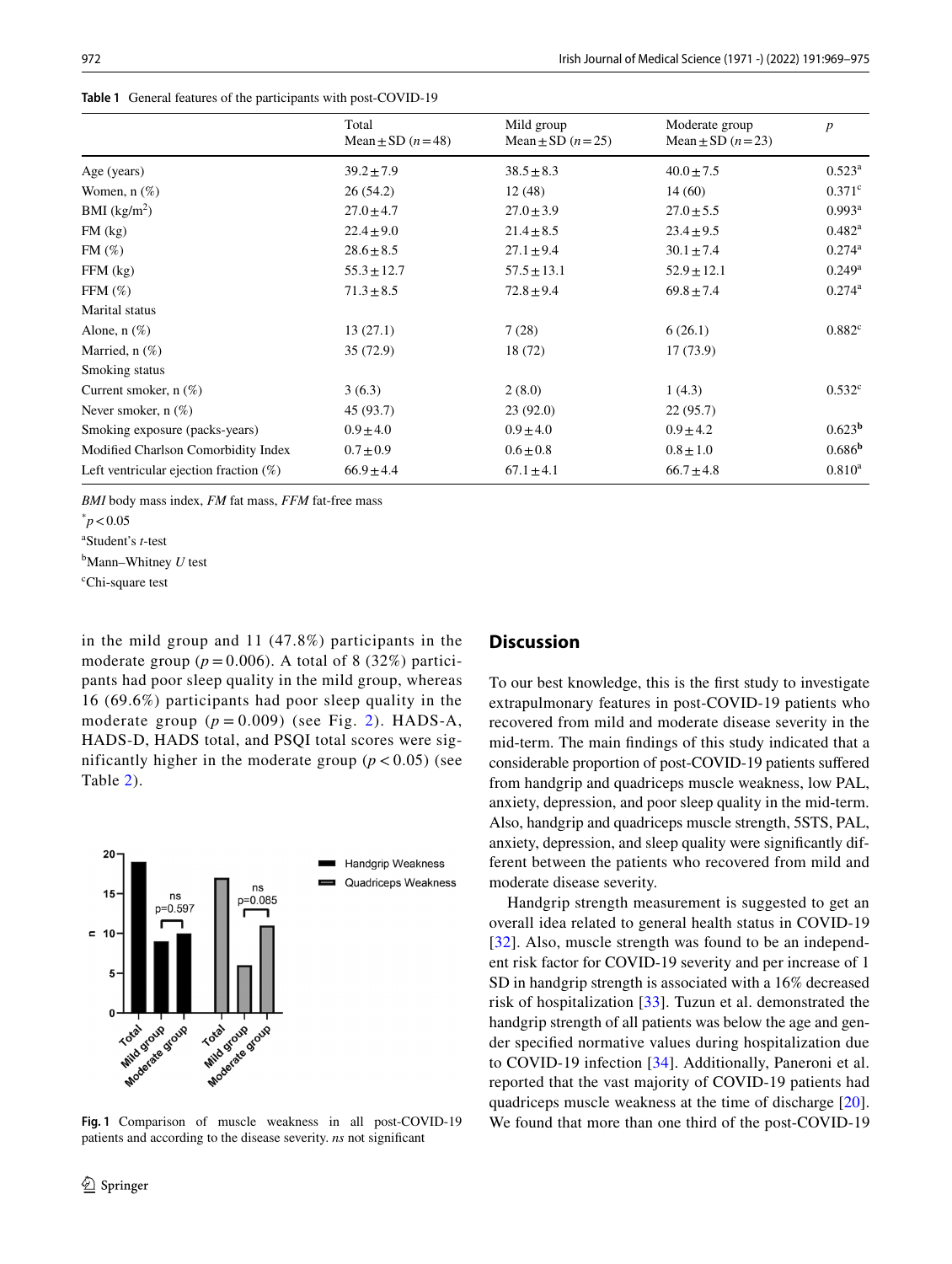Table 1 General features of the participants with post-COVID-19

| | Total Mean ± SD ($n$ = 48) | Mild group Mean ± SD ($n$ = 25) | Moderate group Mean ± SD ($n$ = 23) | $p$ |
|---|---|---|---|---|
| Age (years) | 39.2 ± 7.9 | 38.5 ± 8.3 | 40.0 ± 7.5 | 0.523[a] |
| Women, n (%) | 26 (54.2) | 12 (48) | 14 (60) | 0.371[c] |
| BMI (kg/m$^2$) | 27.0 ± 4.7 | 27.0 ± 3.9 | 27.0 ± 5.5 | 0.993[a] |
| FM (kg) | 22.4 ± 9.0 | 21.4 ± 8.5 | 23.4 ± 9.5 | 0.482[a] |
| FM (%) | 28.6 ± 8.5 | 27.1 ± 9.4 | 30.1 ± 7.4 | 0.274[a] |
| FFM (kg) | 55.3 ± 12.7 | 57.5 ± 13.1 | 52.9 ± 12.1 | 0.249[a] |
| FFM (%) | 71.3 ± 8.5 | 72.8 ± 9.4 | 69.8 ± 7.4 | 0.274[a] |
| Marital status | | | | |
| Alone, n (%) | 13 (27.1) | 7 (28) | 6 (26.1) | 0.882[c] |
| Married, n (%) | 35 (72.9) | 18 (72) | 17 (73.9) | |
| Smoking status | | | | |
| Current smoker, n (%) | 3 (6.3) | 2 (8.0) | 1 (4.3) | 0.532[c] |
| Never smoker, n (%) | 45 (93.7) | 23 (92.0) | 22 (95.7) | |
| Smoking exposure (packs-years) | 0.9 ± 4.0 | 0.9 ± 4.0 | 0.9 ± 4.2 | 0.623[b] |
| Modified Charlson Comorbidity Index | 0.7 ± 0.9 | 0.6 ± 0.8 | 0.8 ± 1.0 | 0.686[b] |
| Left ventricular ejection fraction (%) | 66.9 ± 4.4 | 67.1 ± 4.1 | 66.7 ± 4.8 | 0.810[a] |

*BMI* body mass index, *FM* fat mass, *FFM* fat-free mass

[*] $p < 0.05$

[a] Student's *t*-test

[b] Mann–Whitney *U* test

[c] Chi-square test

in the mild group and 11 (47.8%) participants in the moderate group ($p = 0.006$). A total of 8 (32%) participants had poor sleep quality in the mild group, whereas 16 (69.6%) participants had poor sleep quality in the moderate group ($p = 0.009$) (see Fig. 2). HADS-A, HADS-D, HADS total, and PSQI total scores were significantly higher in the moderate group ($p < 0.05$) (see Table 2).

Fig. 1 Comparison of muscle weakness in all post-COVID-19 patients and according to the disease severity. *ns* not significant

## Discussion

To our best knowledge, this is the first study to investigate extrapulmonary features in post-COVID-19 patients who recovered from mild and moderate disease severity in the mid-term. The main findings of this study indicated that a considerable proportion of post-COVID-19 patients suffered from handgrip and quadriceps muscle weakness, low PAL, anxiety, depression, and poor sleep quality in the mid-term. Also, handgrip and quadriceps muscle strength, 5STS, PAL, anxiety, depression, and sleep quality were significantly different between the patients who recovered from mild and moderate disease severity.

Handgrip strength measurement is suggested to get an overall idea related to general health status in COVID-19 [32]. Also, muscle strength was found to be an independent risk factor for COVID-19 severity and per increase of 1 SD in handgrip strength is associated with a 16% decreased risk of hospitalization [33]. Tuzun et al. demonstrated the handgrip strength of all patients was below the age and gender specified normative values during hospitalization due to COVID-19 infection [34]. Additionally, Paneroni et al. reported that the vast majority of COVID-19 patients had quadriceps muscle weakness at the time of discharge [20]. We found that more than one third of the post-COVID-19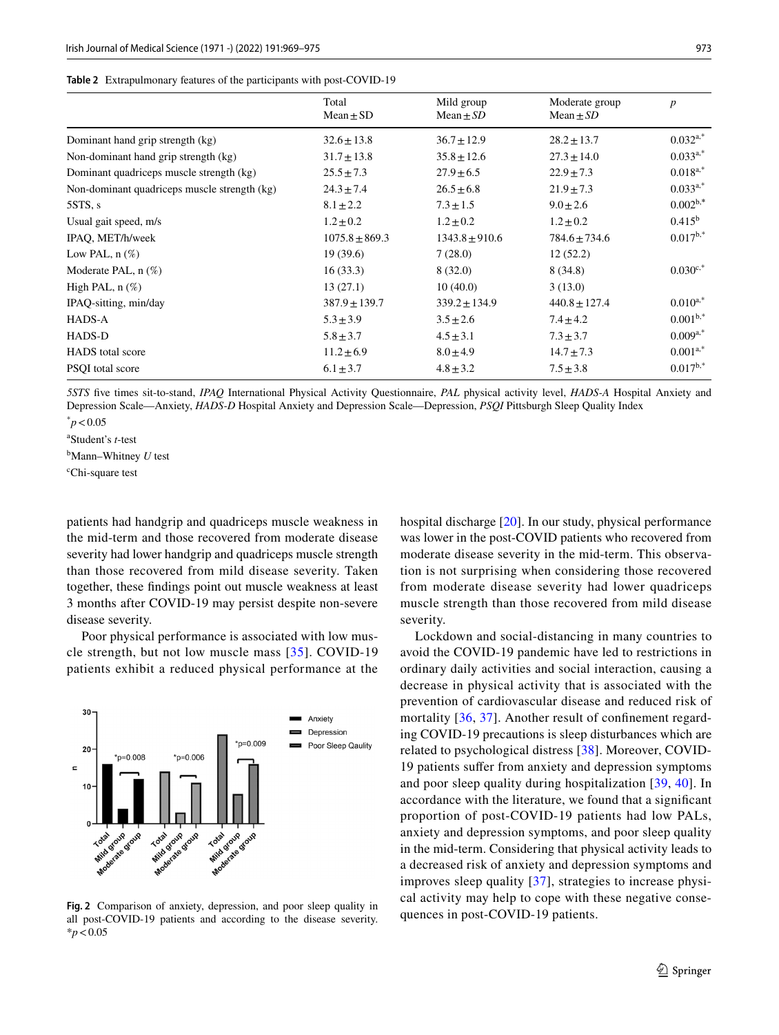**Table 2** Extrapulmonary features of the participants with post-COVID-19

| | Total Mean ± SD | Mild group Mean ± *SD* | Moderate group Mean ± *SD* | *p* |
|---|---|---|---|---|
| Dominant hand grip strength (kg) | 32.6 ± 13.8 | 36.7 ± 12.9 | 28.2 ± 13.7 | 0.032[a,*] |
| Non-dominant hand grip strength (kg) | 31.7 ± 13.8 | 35.8 ± 12.6 | 27.3 ± 14.0 | 0.033[a,*] |
| Dominant quadriceps muscle strength (kg) | 25.5 ± 7.3 | 27.9 ± 6.5 | 22.9 ± 7.3 | 0.018[a,*] |
| Non-dominant quadriceps muscle strength (kg) | 24.3 ± 7.4 | 26.5 ± 6.8 | 21.9 ± 7.3 | 0.033[a,*] |
| 5STS, s | 8.1 ± 2.2 | 7.3 ± 1.5 | 9.0 ± 2.6 | 0.002[b,*] |
| Usual gait speed, m/s | 1.2 ± 0.2 | 1.2 ± 0.2 | 1.2 ± 0.2 | 0.415[b] |
| IPAQ, MET/h/week | 1075.8 ± 869.3 | 1343.8 ± 910.6 | 784.6 ± 734.6 | 0.017[b,*] |
| Low PAL, n (%) | 19 (39.6) | 7 (28.0) | 12 (52.2) | |
| Moderate PAL, n (%) | 16 (33.3) | 8 (32.0) | 8 (34.8) | 0.030[c,*] |
| High PAL, n (%) | 13 (27.1) | 10 (40.0) | 3 (13.0) | |
| IPAQ-sitting, min/day | 387.9 ± 139.7 | 339.2 ± 134.9 | 440.8 ± 127.4 | 0.010[a,*] |
| HADS-A | 5.3 ± 3.9 | 3.5 ± 2.6 | 7.4 ± 4.2 | 0.001[b,*] |
| HADS-D | 5.8 ± 3.7 | 4.5 ± 3.1 | 7.3 ± 3.7 | 0.009[a,*] |
| HADS total score | 11.2 ± 6.9 | 8.0 ± 4.9 | 14.7 ± 7.3 | 0.001[a,*] |
| PSQI total score | 6.1 ± 3.7 | 4.8 ± 3.2 | 7.5 ± 3.8 | 0.017[b,*] |

*5STS* five times sit-to-stand, *IPAQ* International Physical Activity Questionnaire, *PAL* physical activity level, *HADS-A* Hospital Anxiety and Depression Scale—Anxiety, *HADS-D* Hospital Anxiety and Depression Scale—Depression, *PSQI* Pittsburgh Sleep Quality Index

[*] $p < 0.05$

[a] Student's *t*-test

[b] Mann–Whitney *U* test

[c] Chi-square test

patients had handgrip and quadriceps muscle weakness in the mid-term and those recovered from moderate disease severity had lower handgrip and quadriceps muscle strength than those recovered from mild disease severity. Taken together, these findings point out muscle weakness at least 3 months after COVID-19 may persist despite non-severe disease severity.

Poor physical performance is associated with low muscle strength, but not low muscle mass [35]. COVID-19 patients exhibit a reduced physical performance at the hospital discharge [20]. In our study, physical performance was lower in the post-COVID patients who recovered from moderate disease severity in the mid-term. This observation is not surprising when considering those recovered from moderate disease severity had lower quadriceps muscle strength than those recovered from mild disease severity.

Lockdown and social-distancing in many countries to avoid the COVID-19 pandemic have led to restrictions in ordinary daily activities and social interaction, causing a decrease in physical activity that is associated with the prevention of cardiovascular disease and reduced risk of mortality [36, 37]. Another result of confinement regarding COVID-19 precautions is sleep disturbances which are related to psychological distress [38]. Moreover, COVID-19 patients suffer from anxiety and depression symptoms and poor sleep quality during hospitalization [39, 40]. In accordance with the literature, we found that a significant proportion of post-COVID-19 patients had low PALs, anxiety and depression symptoms, and poor sleep quality in the mid-term. Considering that physical activity leads to a decreased risk of anxiety and depression symptoms and improves sleep quality [37], strategies to increase physical activity may help to cope with these negative consequences in post-COVID-19 patients.

**Fig. 2** Comparison of anxiety, depression, and poor sleep quality in all post-COVID-19 patients and according to the disease severity. *$p < 0.05$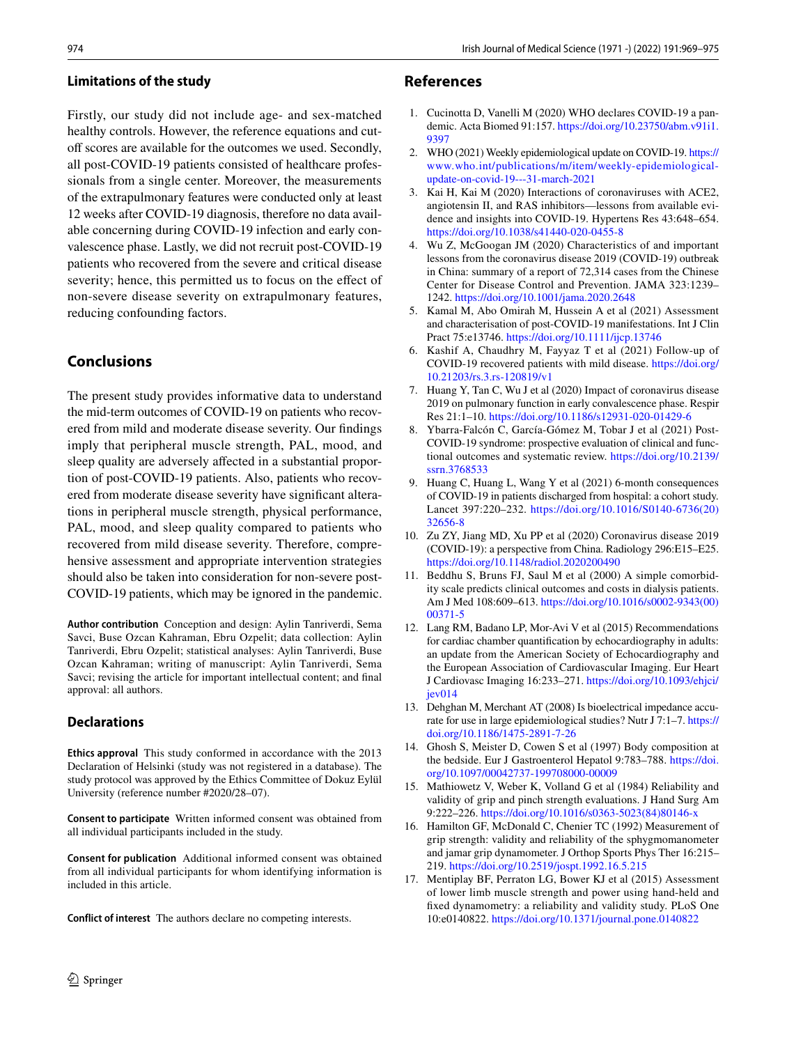### Limitations of the study

Firstly, our study did not include age- and sex-matched healthy controls. However, the reference equations and cut-off scores are available for the outcomes we used. Secondly, all post-COVID-19 patients consisted of healthcare professionals from a single center. Moreover, the measurements of the extrapulmonary features were conducted only at least 12 weeks after COVID-19 diagnosis, therefore no data available concerning during COVID-19 infection and early convalescence phase. Lastly, we did not recruit post-COVID-19 patients who recovered from the severe and critical disease severity; hence, this permitted us to focus on the effect of non-severe disease severity on extrapulmonary features, reducing confounding factors.

## Conclusions

The present study provides informative data to understand the mid-term outcomes of COVID-19 on patients who recovered from mild and moderate disease severity. Our findings imply that peripheral muscle strength, PAL, mood, and sleep quality are adversely affected in a substantial proportion of post-COVID-19 patients. Also, patients who recovered from moderate disease severity have significant alterations in peripheral muscle strength, physical performance, PAL, mood, and sleep quality compared to patients who recovered from mild disease severity. Therefore, comprehensive assessment and appropriate intervention strategies should also be taken into consideration for non-severe post-COVID-19 patients, which may be ignored in the pandemic.

**Author contribution** Conception and design: Aylin Tanriverdi, Sema Savci, Buse Ozcan Kahraman, Ebru Ozpelit; data collection: Aylin Tanriverdi, Ebru Ozpelit; statistical analyses: Aylin Tanriverdi, Buse Ozcan Kahraman; writing of manuscript: Aylin Tanriverdi, Sema Savci; revising the article for important intellectual content; and final approval: all authors.

## Declarations

**Ethics approval** This study conformed in accordance with the 2013 Declaration of Helsinki (study was not registered in a database). The study protocol was approved by the Ethics Committee of Dokuz Eylül University (reference number #2020/28–07).

**Consent to participate** Written informed consent was obtained from all individual participants included in the study.

**Consent for publication** Additional informed consent was obtained from all individual participants for whom identifying information is included in this article.

**Conflict of interest** The authors declare no competing interests.

## References

1. Cucinotta D, Vanelli M (2020) WHO declares COVID-19 a pandemic. Acta Biomed 91:157. https://doi.org/10.23750/abm.v91i1.9397
2. WHO (2021) Weekly epidemiological update on COVID-19. https://www.who.int/publications/m/item/weekly-epidemiological-update-on-covid-19---31-march-2021
3. Kai H, Kai M (2020) Interactions of coronaviruses with ACE2, angiotensin II, and RAS inhibitors—lessons from available evidence and insights into COVID-19. Hypertens Res 43:648–654. https://doi.org/10.1038/s41440-020-0455-8
4. Wu Z, McGoogan JM (2020) Characteristics of and important lessons from the coronavirus disease 2019 (COVID-19) outbreak in China: summary of a report of 72,314 cases from the Chinese Center for Disease Control and Prevention. JAMA 323:1239–1242. https://doi.org/10.1001/jama.2020.2648
5. Kamal M, Abo Omirah M, Hussein A et al (2021) Assessment and characterisation of post-COVID-19 manifestations. Int J Clin Pract 75:e13746. https://doi.org/10.1111/ijcp.13746
6. Kashif A, Chaudhry M, Fayyaz T et al (2021) Follow-up of COVID-19 recovered patients with mild disease. https://doi.org/10.21203/rs.3.rs-120819/v1
7. Huang Y, Tan C, Wu J et al (2020) Impact of coronavirus disease 2019 on pulmonary function in early convalescence phase. Respir Res 21:1–10. https://doi.org/10.1186/s12931-020-01429-6
8. Ybarra-Falcón C, García-Gómez M, Tobar J et al (2021) Post-COVID-19 syndrome: prospective evaluation of clinical and functional outcomes and systematic review. https://doi.org/10.2139/ssrn.3768533
9. Huang C, Huang L, Wang Y et al (2021) 6-month consequences of COVID-19 in patients discharged from hospital: a cohort study. Lancet 397:220–232. https://doi.org/10.1016/S0140-6736(20)32656-8
10. Zu ZY, Jiang MD, Xu PP et al (2020) Coronavirus disease 2019 (COVID-19): a perspective from China. Radiology 296:E15–E25. https://doi.org/10.1148/radiol.2020200490
11. Beddhu S, Bruns FJ, Saul M et al (2000) A simple comorbidity scale predicts clinical outcomes and costs in dialysis patients. Am J Med 108:609–613. https://doi.org/10.1016/s0002-9343(00)00371-5
12. Lang RM, Badano LP, Mor-Avi V et al (2015) Recommendations for cardiac chamber quantification by echocardiography in adults: an update from the American Society of Echocardiography and the European Association of Cardiovascular Imaging. Eur Heart J Cardiovasc Imaging 16:233–271. https://doi.org/10.1093/ehjci/jev014
13. Dehghan M, Merchant AT (2008) Is bioelectrical impedance accurate for use in large epidemiological studies? Nutr J 7:1–7. https://doi.org/10.1186/1475-2891-7-26
14. Ghosh S, Meister D, Cowen S et al (1997) Body composition at the bedside. Eur J Gastroenterol Hepatol 9:783–788. https://doi.org/10.1097/00042737-199708000-00009
15. Mathiowetz V, Weber K, Volland G et al (1984) Reliability and validity of grip and pinch strength evaluations. J Hand Surg Am 9:222–226. https://doi.org/10.1016/s0363-5023(84)80146-x
16. Hamilton GF, McDonald C, Chenier TC (1992) Measurement of grip strength: validity and reliability of the sphygmomanometer and jamar grip dynamometer. J Orthop Sports Phys Ther 16:215–219. https://doi.org/10.2519/jospt.1992.16.5.215
17. Mentiplay BF, Perraton LG, Bower KJ et al (2015) Assessment of lower limb muscle strength and power using hand-held and fixed dynamometry: a reliability and validity study. PLoS One 10:e0140822. https://doi.org/10.1371/journal.pone.0140822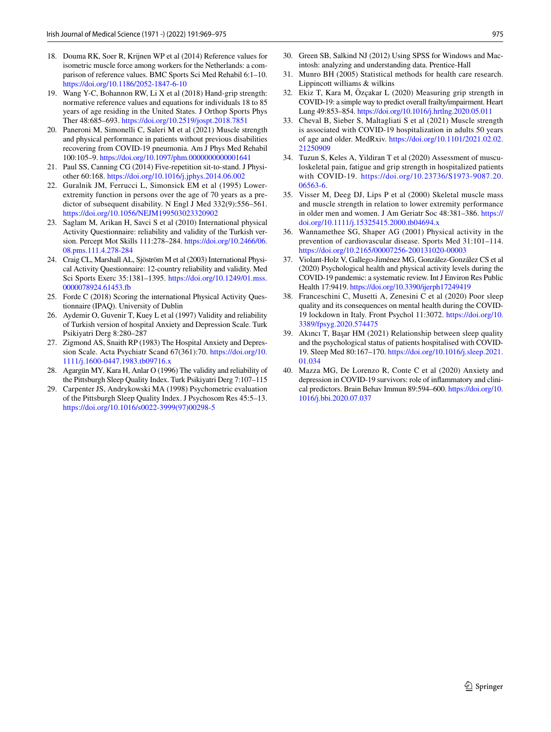18. Douma RK, Soer R, Krijnen WP et al (2014) Reference values for isometric muscle force among workers for the Netherlands: a comparison of reference values. BMC Sports Sci Med Rehabil 6:1–10. https://doi.org/10.1186/2052-1847-6-10
19. Wang Y-C, Bohannon RW, Li X et al (2018) Hand-grip strength: normative reference values and equations for individuals 18 to 85 years of age residing in the United States. J Orthop Sports Phys Ther 48:685–693. https://doi.org/10.2519/jospt.2018.7851
20. Paneroni M, Simonelli C, Saleri M et al (2021) Muscle strength and physical performance in patients without previous disabilities recovering from COVID-19 pneumonia. Am J Phys Med Rehabil 100:105–9. https://doi.org/10.1097/phm.0000000000001641
21. Paul SS, Canning CG (2014) Five-repetition sit-to-stand. J Physiother 60:168. https://doi.org/10.1016/j.jphys.2014.06.002
22. Guralnik JM, Ferrucci L, Simonsick EM et al (1995) Lower-extremity function in persons over the age of 70 years as a predictor of subsequent disability. N Engl J Med 332(9):556–561. https://doi.org/10.1056/NEJM199503023320902
23. Saglam M, Arikan H, Savci S et al (2010) International physical Activity Questionnaire: reliability and validity of the Turkish version. Percept Mot Skills 111:278–284. https://doi.org/10.2466/06.08.pms.111.4.278-284
24. Craig CL, Marshall AL, Sjöström M et al (2003) International Physical Activity Questionnaire: 12-country reliability and validity. Med Sci Sports Exerc 35:1381–1395. https://doi.org/10.1249/01.mss.0000078924.61453.fb
25. Forde C (2018) Scoring the international Physical Activity Questionnaire (IPAQ). University of Dublin
26. Aydemir O, Guvenir T, Kuey L et al (1997) Validity and reliability of Turkish version of hospital Anxiety and Depression Scale. Turk Psikiyatri Derg 8:280–287
27. Zigmond AS, Snaith RP (1983) The Hospital Anxiety and Depression Scale. Acta Psychiatr Scand 67(361):70. https://doi.org/10.1111/j.1600-0447.1983.tb09716.x
28. Agargün MY, Kara H, Anlar O (1996) The validity and reliability of the Pittsburgh Sleep Quality Index. Turk Psikiyatri Derg 7:107–115
29. Carpenter JS, Andrykowski MA (1998) Psychometric evaluation of the Pittsburgh Sleep Quality Index. J Psychosom Res 45:5–13. https://doi.org/10.1016/s0022-3999(97)00298-5
30. Green SB, Salkind NJ (2012) Using SPSS for Windows and Macintosh: analyzing and understanding data. Prentice-Hall
31. Munro BH (2005) Statistical methods for health care research. Lippincott williams & wilkins
32. Ekiz T, Kara M, Özçakar L (2020) Measuring grip strength in COVID-19: a simple way to predict overall frailty/impairment. Heart Lung 49:853–854. https://doi.org/10.1016/j.hrtlng.2020.05.011
33. Cheval B, Sieber S, Maltagliati S et al (2021) Muscle strength is associated with COVID-19 hospitalization in adults 50 years of age and older. MedRxiv. https://doi.org/10.1101/2021.02.02.21250909
34. Tuzun S, Keles A, Yildiran T et al (2020) Assessment of musculoskeletal pain, fatigue and grip strength in hospitalized patients with COVID-19. https://doi.org/10.23736/S1973-9087.20.06563-6.
35. Visser M, Deeg DJ, Lips P et al (2000) Skeletal muscle mass and muscle strength in relation to lower extremity performance in older men and women. J Am Geriatr Soc 48:381–386. https://doi.org/10.1111/j.15325415.2000.tb04694.x
36. Wannamethee SG, Shaper AG (2001) Physical activity in the prevention of cardiovascular disease. Sports Med 31:101–114. https://doi.org/10.2165/00007256-200131020-00003
37. Violant-Holz V, Gallego-Jiménez MG, González-González CS et al (2020) Psychological health and physical activity levels during the COVID-19 pandemic: a systematic review. Int J Environ Res Public Health 17:9419. https://doi.org/10.3390/ijerph17249419
38. Franceschini C, Musetti A, Zenesini C et al (2020) Poor sleep quality and its consequences on mental health during the COVID-19 lockdown in Italy. Front Psychol 11:3072. https://doi.org/10.3389/fpsyg.2020.574475
39. Akıncı T, Başar HM (2021) Relationship between sleep quality and the psychological status of patients hospitalised with COVID-19. Sleep Med 80:167–170. https://doi.org/10.1016/j.sleep.2021.01.034
40. Mazza MG, De Lorenzo R, Conte C et al (2020) Anxiety and depression in COVID-19 survivors: role of inflammatory and clinical predictors. Brain Behav Immun 89:594–600. https://doi.org/10.1016/j.bbi.2020.07.037